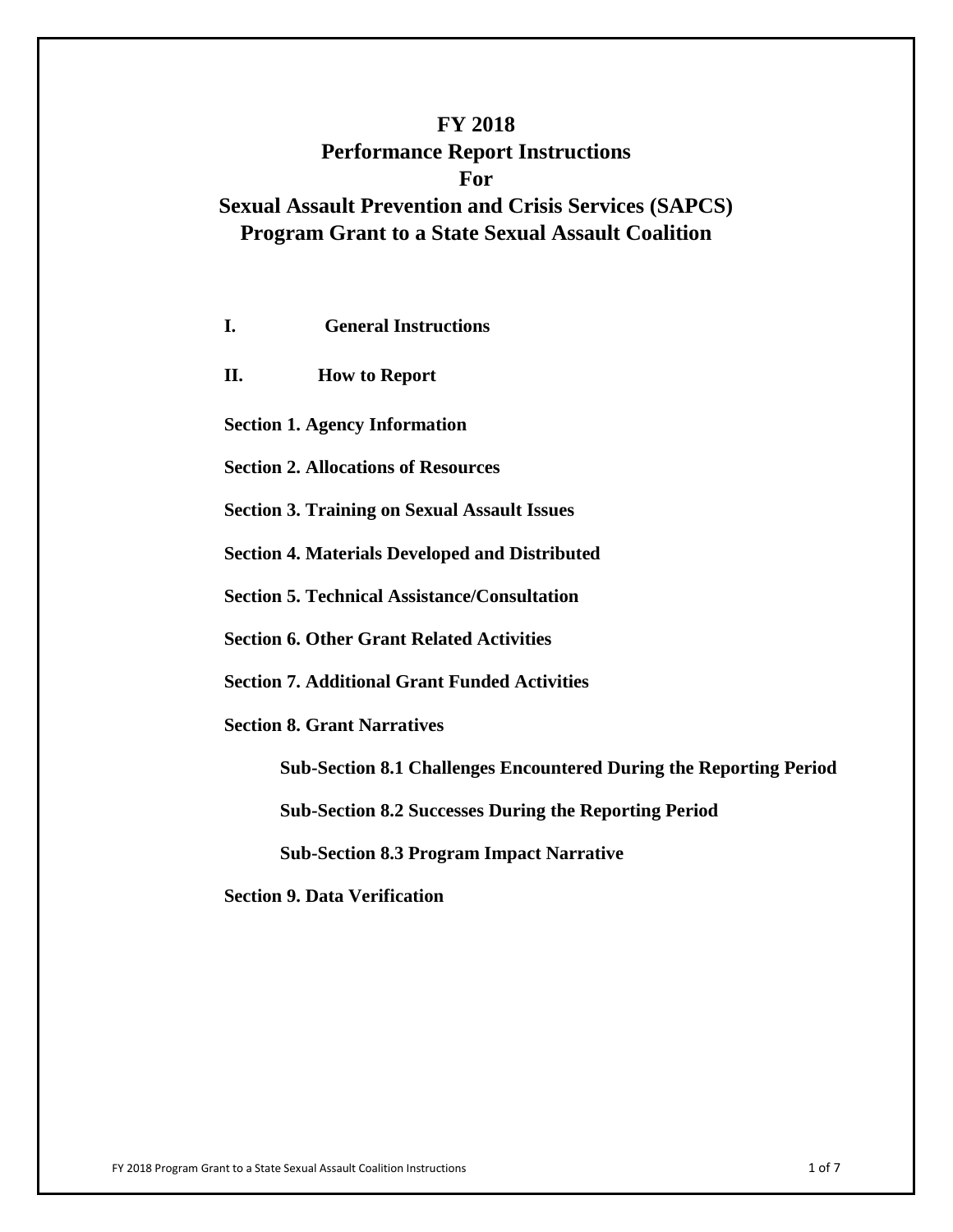# FY 2018
# Performance Report Instructions
# For
# Sexual Assault Prevention and Crisis Services (SAPCS)
# Program Grant to a State Sexual Assault Coalition

**I. General Instructions**

**II. How to Report**

**Section 1. Agency Information**

**Section 2. Allocations of Resources**

**Section 3. Training on Sexual Assault Issues**

**Section 4. Materials Developed and Distributed**

**Section 5. Technical Assistance/Consultation**

**Section 6. Other Grant Related Activities**

**Section 7. Additional Grant Funded Activities**

**Section 8. Grant Narratives**

- **Sub-Section 8.1 Challenges Encountered During the Reporting Period**
- **Sub-Section 8.2 Successes During the Reporting Period**
- **Sub-Section 8.3 Program Impact Narrative**

**Section 9. Data Verification**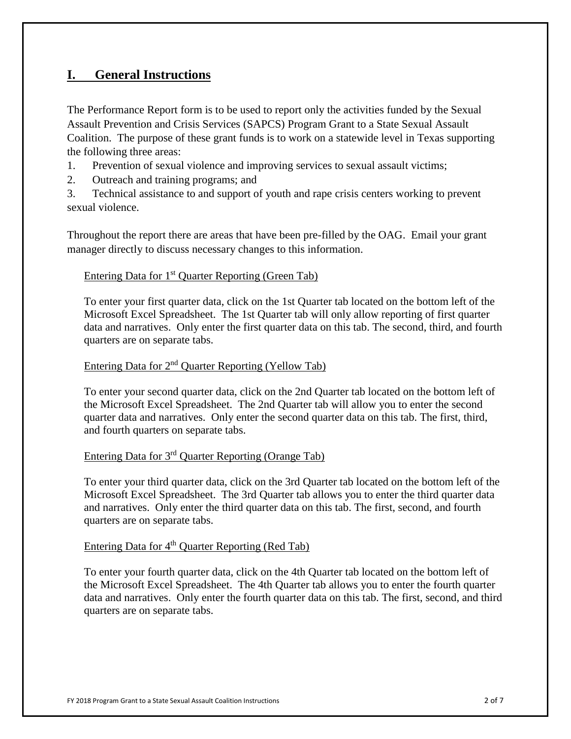## I. General Instructions

The Performance Report form is to be used to report only the activities funded by the Sexual Assault Prevention and Crisis Services (SAPCS) Program Grant to a State Sexual Assault Coalition. The purpose of these grant funds is to work on a statewide level in Texas supporting the following three areas:

1. Prevention of sexual violence and improving services to sexual assault victims;
2. Outreach and training programs; and
3. Technical assistance to and support of youth and rape crisis centers working to prevent sexual violence.

Throughout the report there are areas that have been pre-filled by the OAG. Email your grant manager directly to discuss necessary changes to this information.

Entering Data for 1st Quarter Reporting (Green Tab)

To enter your first quarter data, click on the 1st Quarter tab located on the bottom left of the Microsoft Excel Spreadsheet. The 1st Quarter tab will only allow reporting of first quarter data and narratives. Only enter the first quarter data on this tab. The second, third, and fourth quarters are on separate tabs.

Entering Data for 2nd Quarter Reporting (Yellow Tab)

To enter your second quarter data, click on the 2nd Quarter tab located on the bottom left of the Microsoft Excel Spreadsheet. The 2nd Quarter tab will allow you to enter the second quarter data and narratives. Only enter the second quarter data on this tab. The first, third, and fourth quarters on separate tabs.

Entering Data for 3rd Quarter Reporting (Orange Tab)

To enter your third quarter data, click on the 3rd Quarter tab located on the bottom left of the Microsoft Excel Spreadsheet. The 3rd Quarter tab allows you to enter the third quarter data and narratives. Only enter the third quarter data on this tab. The first, second, and fourth quarters are on separate tabs.

Entering Data for 4th Quarter Reporting (Red Tab)

To enter your fourth quarter data, click on the 4th Quarter tab located on the bottom left of the Microsoft Excel Spreadsheet. The 4th Quarter tab allows you to enter the fourth quarter data and narratives. Only enter the fourth quarter data on this tab. The first, second, and third quarters are on separate tabs.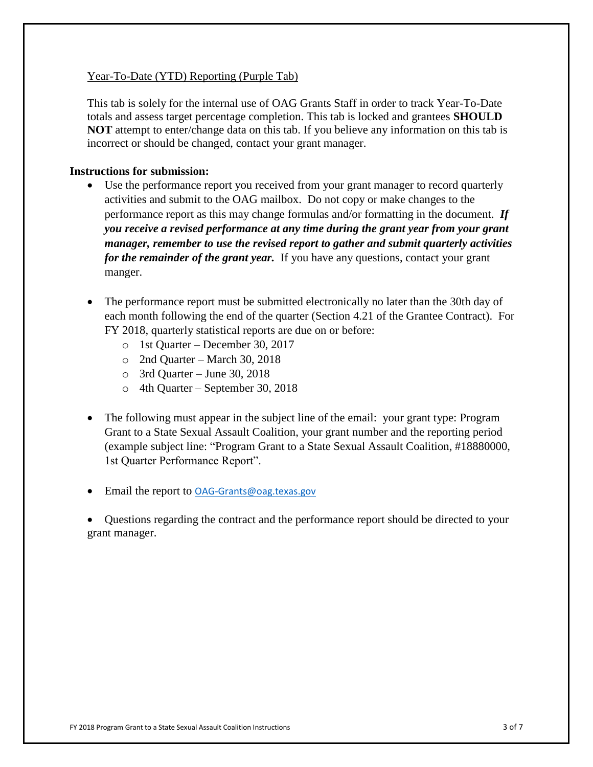Year-To-Date (YTD) Reporting (Purple Tab)

This tab is solely for the internal use of OAG Grants Staff in order to track Year-To-Date totals and assess target percentage completion. This tab is locked and grantees **SHOULD NOT** attempt to enter/change data on this tab. If you believe any information on this tab is incorrect or should be changed, contact your grant manager.

**Instructions for submission:**

- Use the performance report you received from your grant manager to record quarterly activities and submit to the OAG mailbox. Do not copy or make changes to the performance report as this may change formulas and/or formatting in the document. ***If you receive a revised performance at any time during the grant year from your grant manager, remember to use the revised report to gather and submit quarterly activities for the remainder of the grant year.*** If you have any questions, contact your grant manger.

- The performance report must be submitted electronically no later than the 30th day of each month following the end of the quarter (Section 4.21 of the Grantee Contract). For FY 2018, quarterly statistical reports are due on or before:
    - 1st Quarter – December 30, 2017
    - 2nd Quarter – March 30, 2018
    - 3rd Quarter – June 30, 2018
    - 4th Quarter – September 30, 2018

- The following must appear in the subject line of the email: your grant type: Program Grant to a State Sexual Assault Coalition, your grant number and the reporting period (example subject line: "Program Grant to a State Sexual Assault Coalition, #18880000, 1st Quarter Performance Report".

- Email the report to OAG-Grants@oag.texas.gov

- Questions regarding the contract and the performance report should be directed to your grant manager.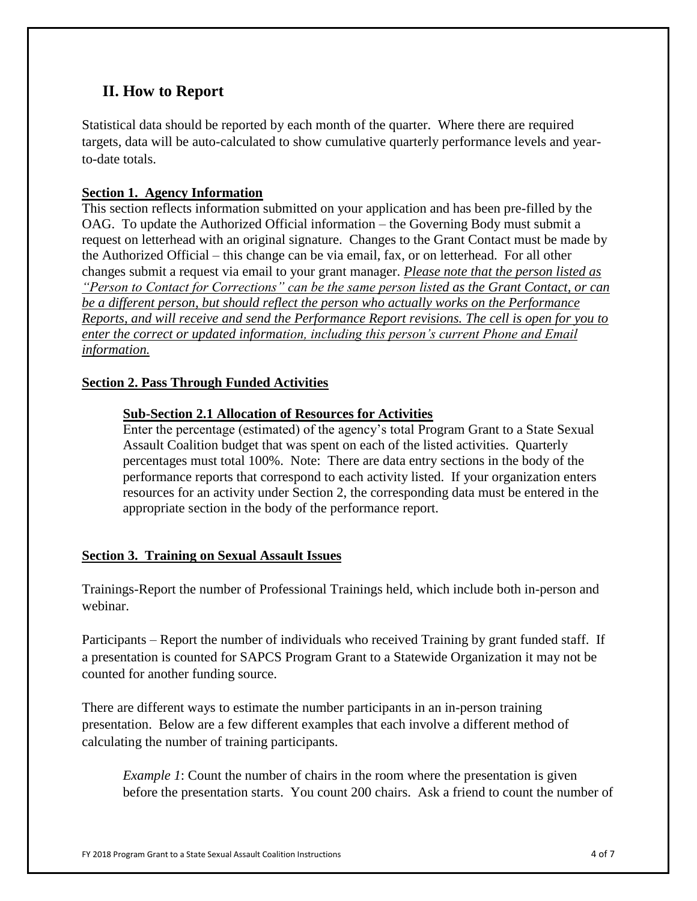## II. How to Report

Statistical data should be reported by each month of the quarter. Where there are required targets, data will be auto-calculated to show cumulative quarterly performance levels and year-to-date totals.

### Section 1. Agency Information

This section reflects information submitted on your application and has been pre-filled by the OAG. To update the Authorized Official information – the Governing Body must submit a request on letterhead with an original signature. Changes to the Grant Contact must be made by the Authorized Official – this change can be via email, fax, or on letterhead. For all other changes submit a request via email to your grant manager. *Please note that the person listed as "Person to Contact for Corrections" can be the same person listed as the Grant Contact, or can be a different person, but should reflect the person who actually works on the Performance Reports, and will receive and send the Performance Report revisions. The cell is open for you to enter the correct or updated information, including this person's current Phone and Email information.*

### Section 2. Pass Through Funded Activities

#### Sub-Section 2.1 Allocation of Resources for Activities

Enter the percentage (estimated) of the agency's total Program Grant to a State Sexual Assault Coalition budget that was spent on each of the listed activities. Quarterly percentages must total 100%. Note: There are data entry sections in the body of the performance reports that correspond to each activity listed. If your organization enters resources for an activity under Section 2, the corresponding data must be entered in the appropriate section in the body of the performance report.

### Section 3. Training on Sexual Assault Issues

Trainings-Report the number of Professional Trainings held, which include both in-person and webinar.

Participants – Report the number of individuals who received Training by grant funded staff. If a presentation is counted for SAPCS Program Grant to a Statewide Organization it may not be counted for another funding source.

There are different ways to estimate the number participants in an in-person training presentation. Below are a few different examples that each involve a different method of calculating the number of training participants.

*Example 1*: Count the number of chairs in the room where the presentation is given before the presentation starts. You count 200 chairs. Ask a friend to count the number of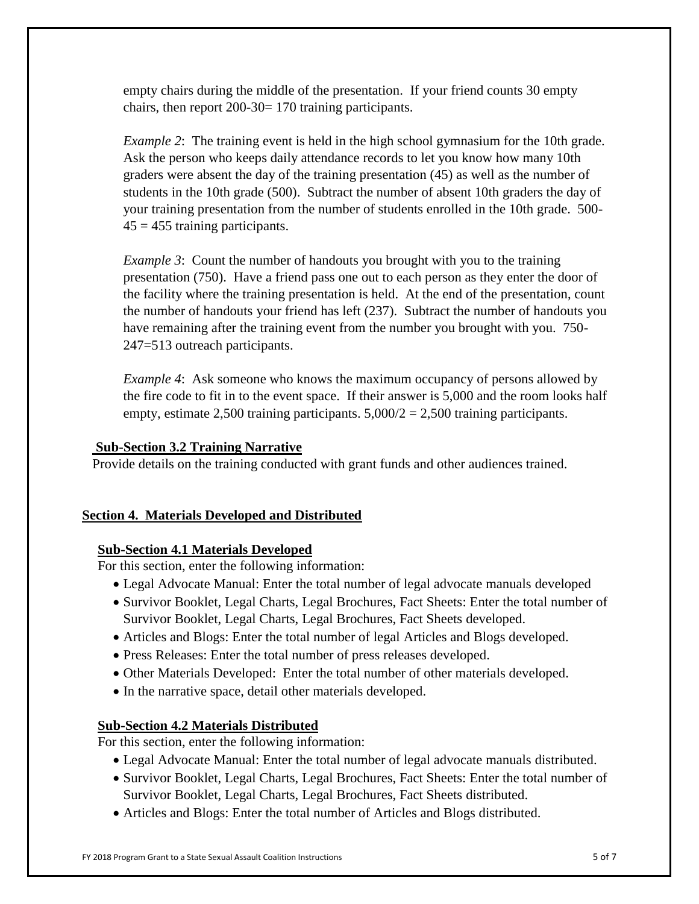empty chairs during the middle of the presentation. If your friend counts 30 empty chairs, then report 200-30= 170 training participants.

*Example 2*: The training event is held in the high school gymnasium for the 10th grade. Ask the person who keeps daily attendance records to let you know how many 10th graders were absent the day of the training presentation (45) as well as the number of students in the 10th grade (500). Subtract the number of absent 10th graders the day of your training presentation from the number of students enrolled in the 10th grade. 500-45 = 455 training participants.

*Example 3*: Count the number of handouts you brought with you to the training presentation (750). Have a friend pass one out to each person as they enter the door of the facility where the training presentation is held. At the end of the presentation, count the number of handouts your friend has left (237). Subtract the number of handouts you have remaining after the training event from the number you brought with you. 750-247=513 outreach participants.

*Example 4*: Ask someone who knows the maximum occupancy of persons allowed by the fire code to fit in to the event space. If their answer is 5,000 and the room looks half empty, estimate 2,500 training participants. 5,000/2 = 2,500 training participants.

### Sub-Section 3.2 Training Narrative

Provide details on the training conducted with grant funds and other audiences trained.

## Section 4. Materials Developed and Distributed

### Sub-Section 4.1 Materials Developed

For this section, enter the following information:

- Legal Advocate Manual: Enter the total number of legal advocate manuals developed
- Survivor Booklet, Legal Charts, Legal Brochures, Fact Sheets: Enter the total number of Survivor Booklet, Legal Charts, Legal Brochures, Fact Sheets developed.
- Articles and Blogs: Enter the total number of legal Articles and Blogs developed.
- Press Releases: Enter the total number of press releases developed.
- Other Materials Developed: Enter the total number of other materials developed.
- In the narrative space, detail other materials developed.

### Sub-Section 4.2 Materials Distributed

For this section, enter the following information:

- Legal Advocate Manual: Enter the total number of legal advocate manuals distributed.
- Survivor Booklet, Legal Charts, Legal Brochures, Fact Sheets: Enter the total number of Survivor Booklet, Legal Charts, Legal Brochures, Fact Sheets distributed.
- Articles and Blogs: Enter the total number of Articles and Blogs distributed.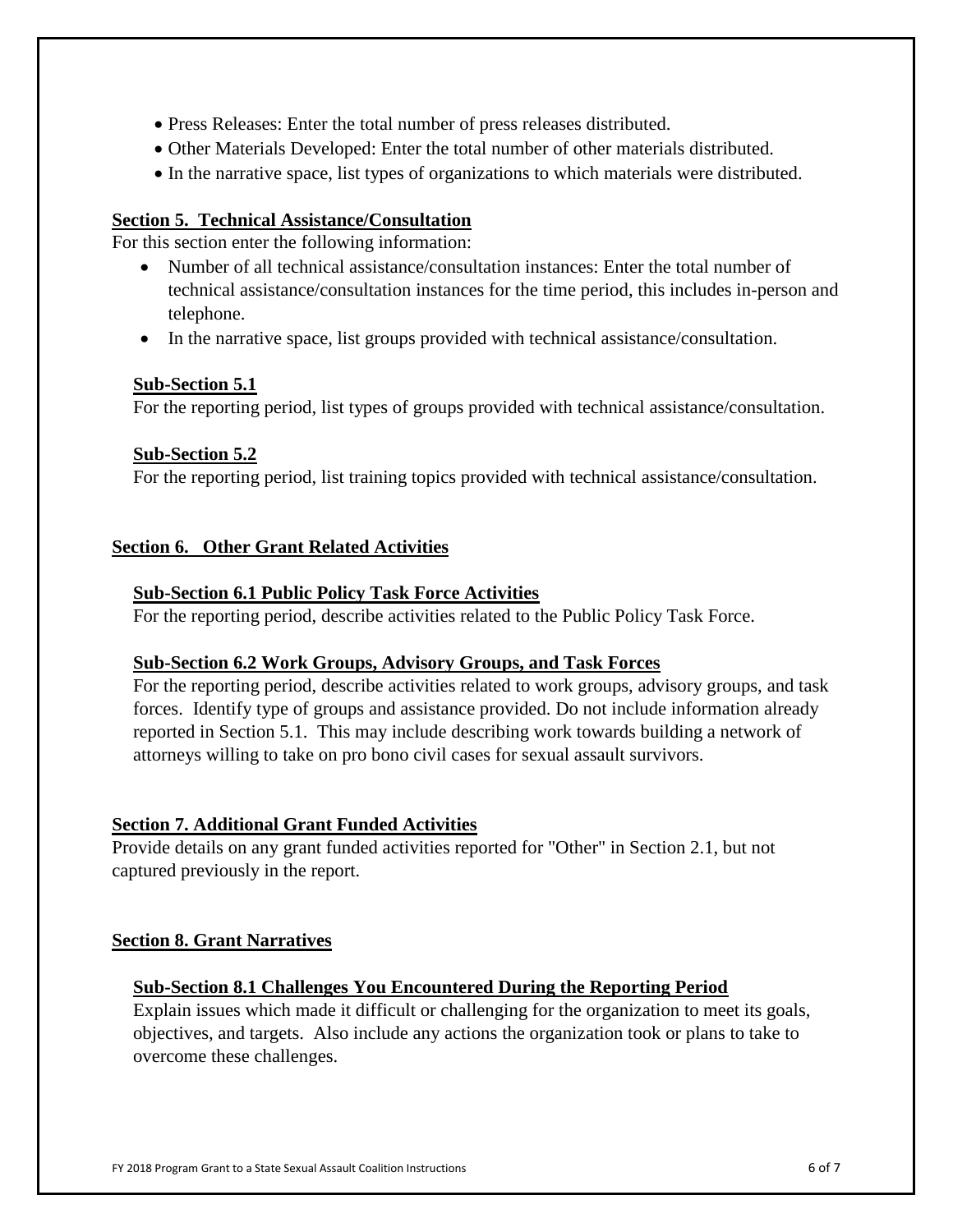- Press Releases: Enter the total number of press releases distributed.
- Other Materials Developed: Enter the total number of other materials distributed.
- In the narrative space, list types of organizations to which materials were distributed.

## Section 5. Technical Assistance/Consultation

For this section enter the following information:

- Number of all technical assistance/consultation instances: Enter the total number of technical assistance/consultation instances for the time period, this includes in-person and telephone.
- In the narrative space, list groups provided with technical assistance/consultation.

### Sub-Section 5.1

For the reporting period, list types of groups provided with technical assistance/consultation.

### Sub-Section 5.2

For the reporting period, list training topics provided with technical assistance/consultation.

## Section 6. Other Grant Related Activities

### Sub-Section 6.1 Public Policy Task Force Activities

For the reporting period, describe activities related to the Public Policy Task Force.

### Sub-Section 6.2 Work Groups, Advisory Groups, and Task Forces

For the reporting period, describe activities related to work groups, advisory groups, and task forces. Identify type of groups and assistance provided. Do not include information already reported in Section 5.1. This may include describing work towards building a network of attorneys willing to take on pro bono civil cases for sexual assault survivors.

## Section 7. Additional Grant Funded Activities

Provide details on any grant funded activities reported for "Other" in Section 2.1, but not captured previously in the report.

## Section 8. Grant Narratives

### Sub-Section 8.1 Challenges You Encountered During the Reporting Period

Explain issues which made it difficult or challenging for the organization to meet its goals, objectives, and targets. Also include any actions the organization took or plans to take to overcome these challenges.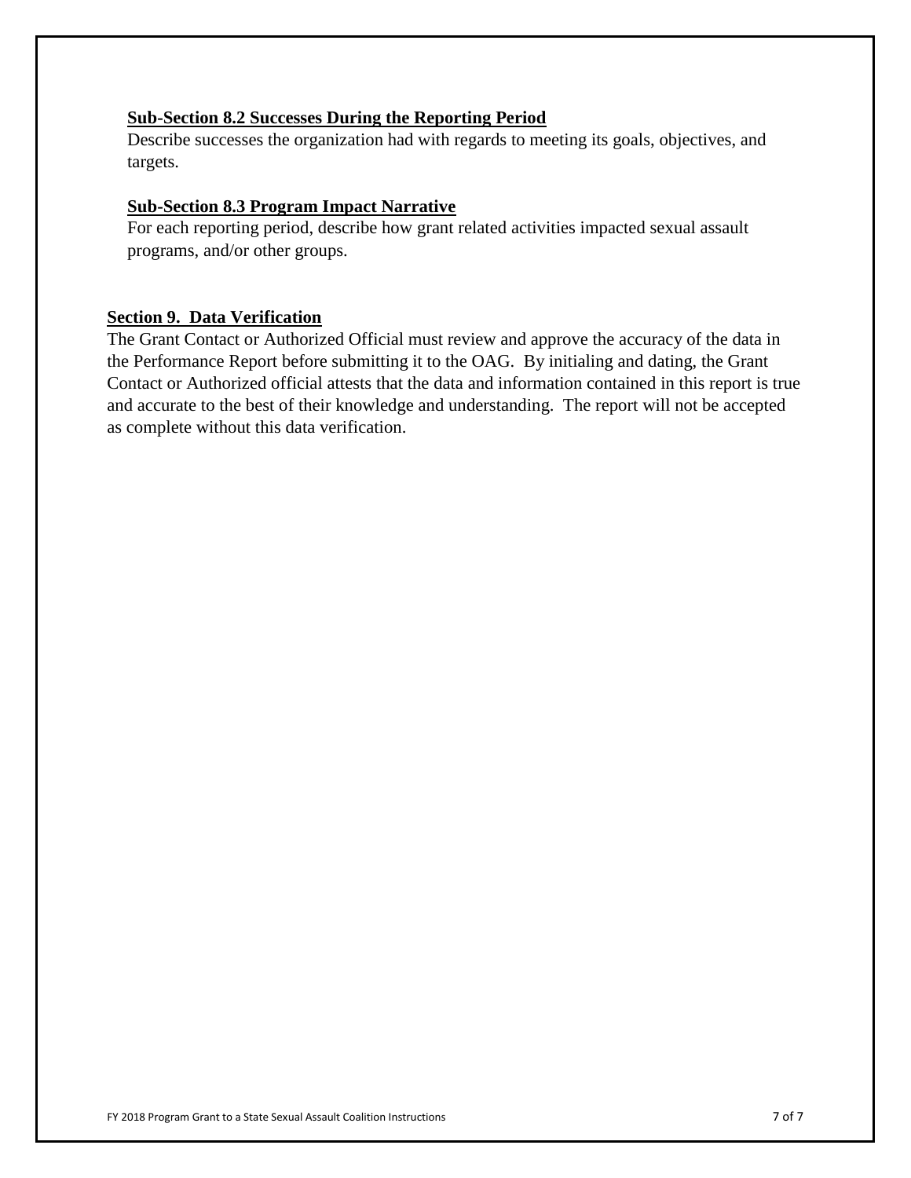### Sub-Section 8.2 Successes During the Reporting Period

Describe successes the organization had with regards to meeting its goals, objectives, and targets.

### Sub-Section 8.3 Program Impact Narrative

For each reporting period, describe how grant related activities impacted sexual assault programs, and/or other groups.

## Section 9. Data Verification

The Grant Contact or Authorized Official must review and approve the accuracy of the data in the Performance Report before submitting it to the OAG. By initialing and dating, the Grant Contact or Authorized official attests that the data and information contained in this report is true and accurate to the best of their knowledge and understanding. The report will not be accepted as complete without this data verification.